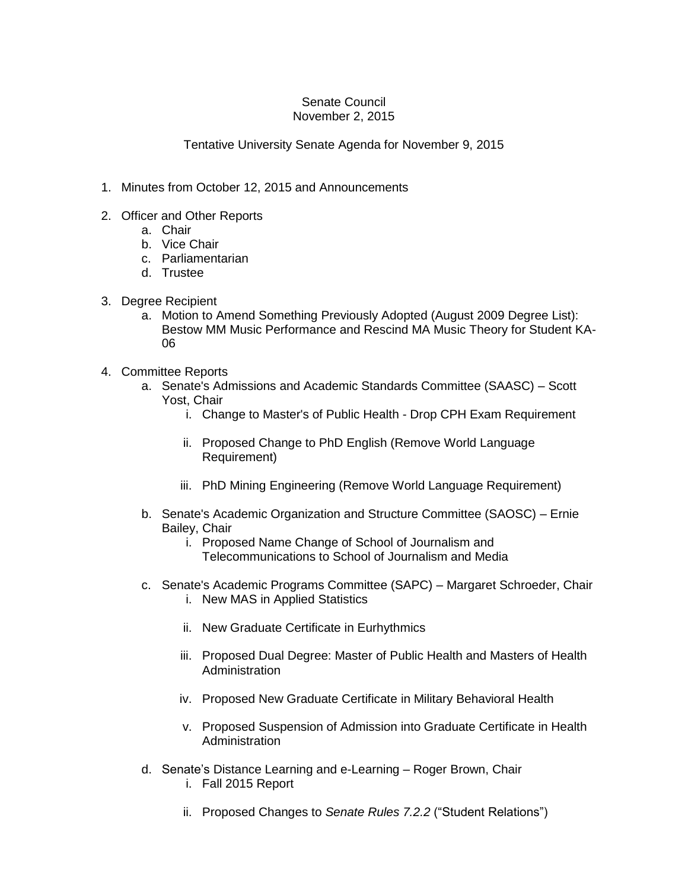Senate Council
November 2, 2015

Tentative University Senate Agenda for November 9, 2015

1. Minutes from October 12, 2015 and Announcements

2. Officer and Other Reports
   a. Chair
   b. Vice Chair
   c. Parliamentarian
   d. Trustee

3. Degree Recipient
   a. Motion to Amend Something Previously Adopted (August 2009 Degree List): Bestow MM Music Performance and Rescind MA Music Theory for Student KA-06

4. Committee Reports
   a. Senate's Admissions and Academic Standards Committee (SAASC) – Scott Yost, Chair
      i. Change to Master's of Public Health - Drop CPH Exam Requirement
      ii. Proposed Change to PhD English (Remove World Language Requirement)
      iii. PhD Mining Engineering (Remove World Language Requirement)
   b. Senate's Academic Organization and Structure Committee (SAOSC) – Ernie Bailey, Chair
      i. Proposed Name Change of School of Journalism and Telecommunications to School of Journalism and Media
   c. Senate's Academic Programs Committee (SAPC) – Margaret Schroeder, Chair
      i. New MAS in Applied Statistics
      ii. New Graduate Certificate in Eurhythmics
      iii. Proposed Dual Degree: Master of Public Health and Masters of Health Administration
      iv. Proposed New Graduate Certificate in Military Behavioral Health
      v. Proposed Suspension of Admission into Graduate Certificate in Health Administration
   d. Senate's Distance Learning and e-Learning – Roger Brown, Chair
      i. Fall 2015 Report
      ii. Proposed Changes to *Senate Rules 7.2.2* ("Student Relations")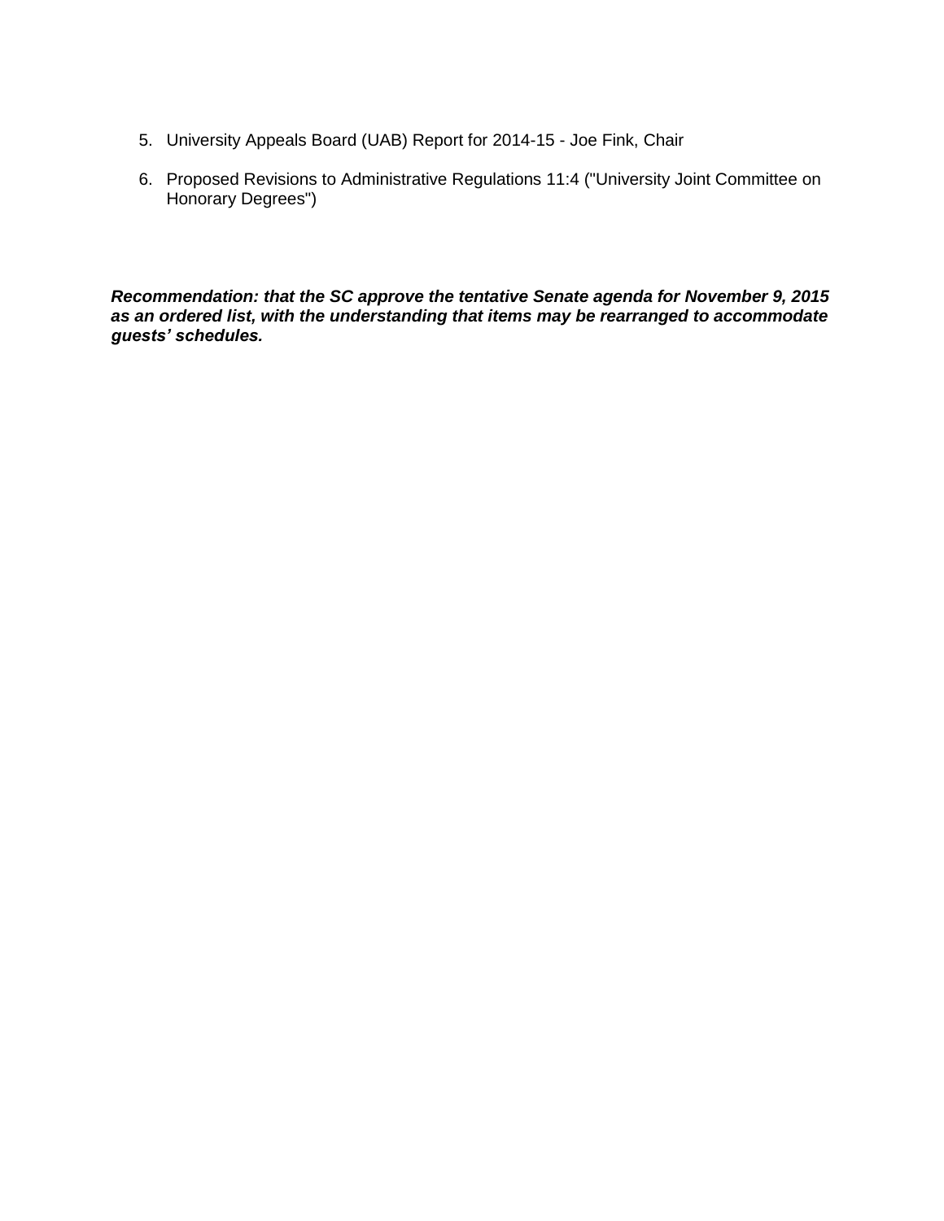5. University Appeals Board (UAB) Report for 2014-15 - Joe Fink, Chair

6. Proposed Revisions to Administrative Regulations 11:4 ("University Joint Committee on Honorary Degrees")

***Recommendation: that the SC approve the tentative Senate agenda for November 9, 2015 as an ordered list, with the understanding that items may be rearranged to accommodate guests' schedules.***